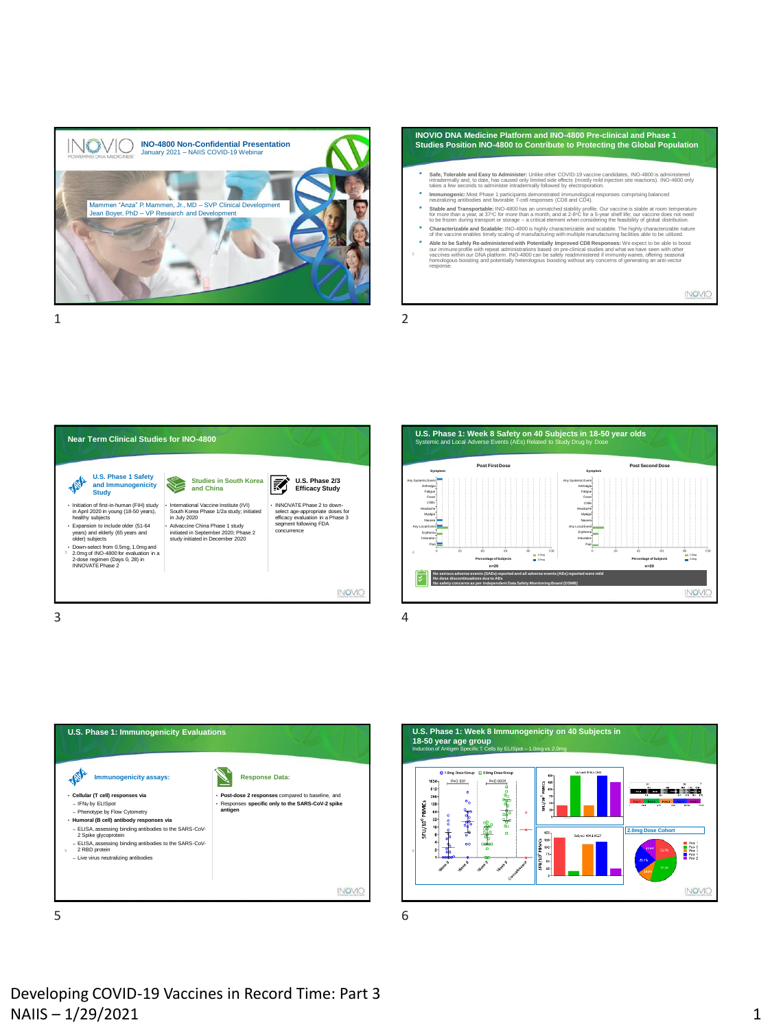## INO-4800 Non-Confidential Presentation

January 2021 – NAIIS COVID-19 Webinar

Mammen "Anza" P. Mammen, Jr., MD – SVP Clinical Development
Jean Boyer, PhD – VP Research and Development

## INOVIO DNA Medicine Platform and INO-4800 Pre-clinical and Phase 1 Studies Position INO-4800 to Contribute to Protecting the Global Population

- **Safe, Tolerable and Easy to Administer:** Unlike other COVID-19 vaccine candidates, INO-4800 is administered intradermally and, to date, has caused only limited side effects (mostly mild injection site reactions). INO-4800 only takes a few seconds to administer intradermally followed by electroporation.
- **Immunogenic:** Most Phase 1 participants demonstrated immunological responses comprising balanced neutralizing antibodies and favorable T-cell responses (CD8 and CD4).
- **Stable and Transportable:** INO-4800 has an unmatched stability profile. Our vaccine is stable at room temperature for more than a year, at 37°C for more than a month, and at 2-8°C for a 5-year shelf life; our vaccine does not need to be frozen during transport or storage – a critical element when considering the feasibility of global distribution.
- **Characterizable and Scalable:** INO-4800 is highly characterizable and scalable. The highly characterizable nature of the vaccine enables timely scaling of manufacturing with multiple manufacturing facilities able to be utilized.
- **Able to be Safely Re-administered with Potentially Improved CD8 Responses:** We expect to be able to boost our immune profile with repeat administrations based on pre-clinical studies and what we have seen with other vaccines within our DNA platform. INO-4800 can be safely readministered if immunity wanes, offering seasonal homologous boosting and potentially heterologous boosting without any concerns of generating an anti-vector response.

## Near Term Clinical Studies for INO-4800

**U.S. Phase 1 Safety and Immunogenicity Study**

- Initiation of first-in-human (FIH) study in April 2020 in young (18-50 years), healthy subjects
- Expansion to include older (51-64 years) and elderly (65 years and older) subjects
- Down-select from 0.5mg, 1.0mg and 2.0mg of INO-4800 for evaluation in a 2-dose regimen (Days 0, 28) in INNOVATE Phase 2

**Studies in South Korea and China**

- International Vaccine Institute (IVI) South Korea Phase 1/2a study; initiated in July 2020
- Advaccine China Phase 1 study initiated in September 2020; Phase 2 study initiated in December 2020

**U.S. Phase 2/3 Efficacy Study**

- INNOVATE Phase 2 to down-select age-appropriate doses for efficacy evaluation in a Phase 3 segment following FDA concurrence

## U.S. Phase 1: Week 8 Safety on 40 Subjects in 18-50 year olds

Systemic and Local Adverse Events (AEs) Related to Study Drug by Dose

Post First Dose | Post Second Dose

Symptoms: Any Systemic Event, Arthralgia, Fatigue, Fever, Chills, Headache, Myalgia, Nausea, Any Local Event, Erythema, Induration, Pain

Percentage of Subjects (0–100); 1.0mg, 2.0mg; n=20

- No serious adverse events (SAEs) reported and all adverse events (AEs) reported were mild
- No dose discontinuations due to AEs
- No safety concerns as per independent Data Safety Monitoring Board (DSMB)

## U.S. Phase 1: Immunogenicity Evaluations

**Immunogenicity assays:**

- **Cellular (T cell) responses via**
  - IFNγ by ELISpot
  - Phenotype by Flow Cytometry
- **Humoral (B cell) antibody responses via**
  - ELISA, assessing binding antibodies to the SARS-CoV-2 Spike glycoprotein
  - ELISA, assessing binding antibodies to the SARS-CoV-2 RBD protein
  - Live virus neutralizing antibodies

**Response Data:**

- **Post-dose 2 responses** compared to baseline, and
- Responses **specific only to the SARS-CoV-2 spike antigen**

## U.S. Phase 1: Week 8 Immunogenicity on 40 Subjects in 18-50 year age group

Induction of Antigen Specific T Cells by ELISpot – 1.0mg vs 2.0mg

1.0mg Dose Group; 2.0mg Dose Group; P<0.001; P<0.0001; SFU/$10^6$ PBMCs; Week 0, Week 8, Week 0, Week 8, Convalescent

2.0mg Dose Cohort

Developing COVID-19 Vaccines in Record Time: Part 3
NAIIS – 1/29/2021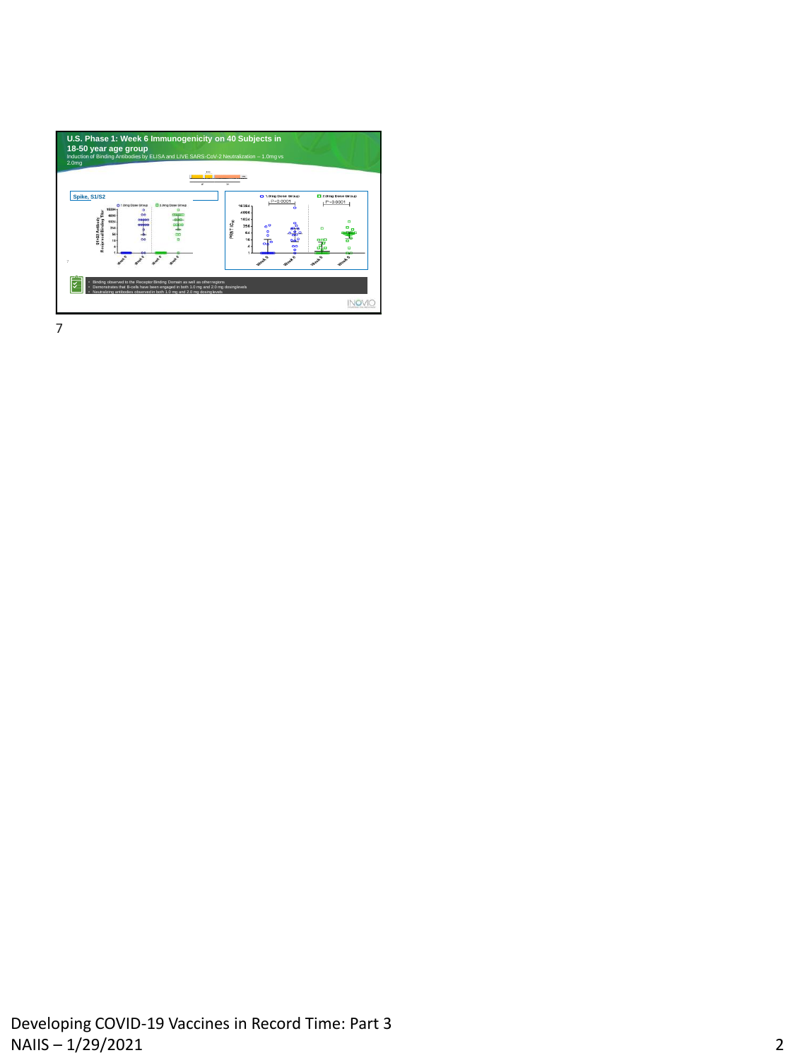## U.S. Phase 1: Week 6 Immunogenicity on 40 Subjects in 18-50 year age group

Induction of Binding Antibodies by ELISA and LIVE SARS-CoV-2 Neutralization – 1.0mg vs 2.0mg

Spike, S1/S2

1.0mg Dose Group
2.0mg Dose Group

S1+S2 Antibody Reciprocal Binding Titer

16384
4096
1024
256
64
16
4
1

Week 0
Week 6
Week 0
Week 6

1.0mg Dose Group
2.0mg Dose Group

P<0.0001
P<0.0001

PRNT $IC_{50}$

16384
4096
1024
256
64
16
4
1

Week 0
Week 6
Week 0
Week 6

- Binding observed to the Receptor Binding Domain as well as other regions
- Demonstrates that B-cells have been engaged in both 1.0 mg and 2.0 mg dosing levels
- Neutralizing antibodies observed in both 1.0 mg and 2.0 mg dosing levels

INOVIO

7